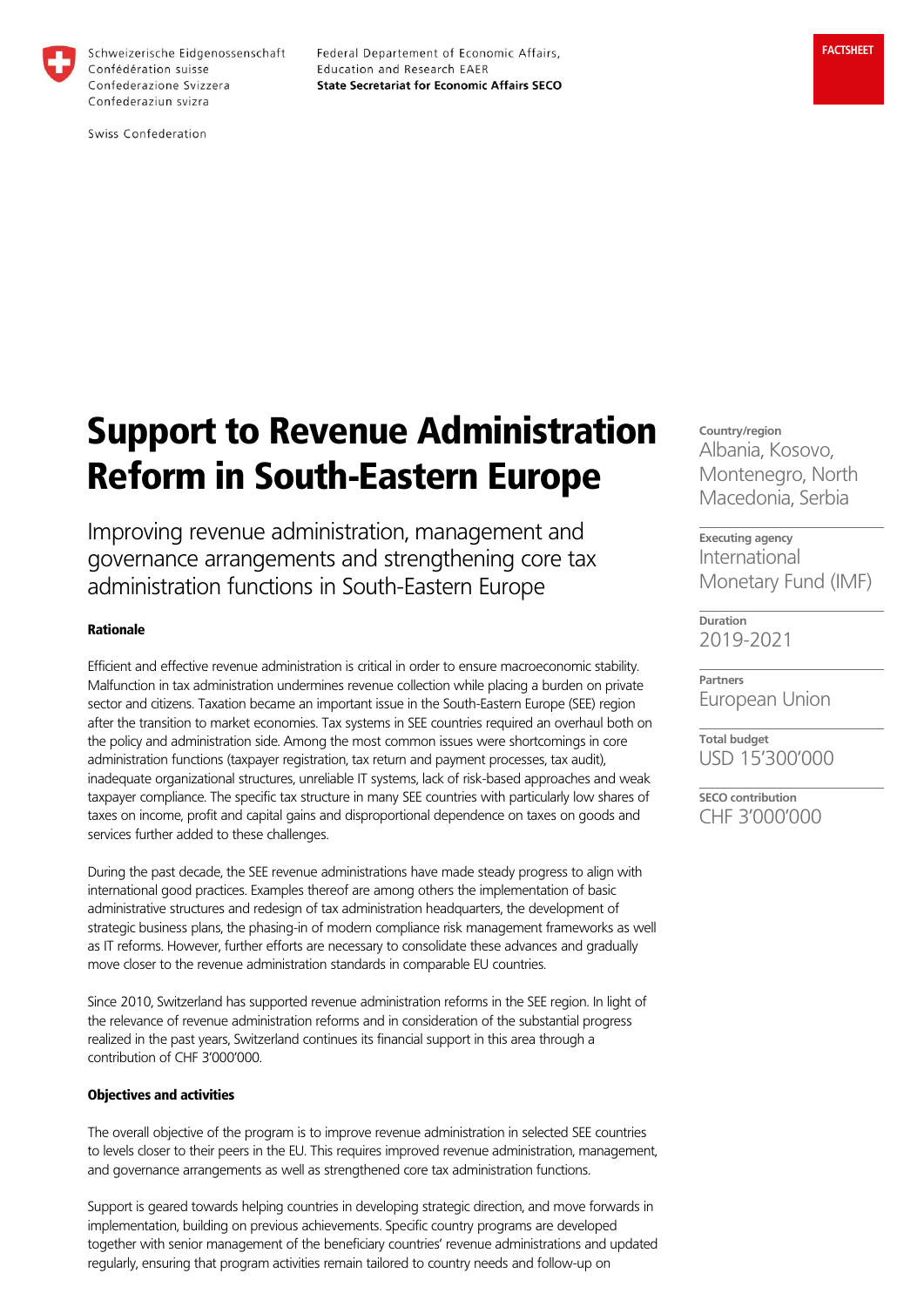Schweizerische Eidgenossenschaft
Confédération suisse
Confederazione Svizzera
Confederaziun svizra

Swiss Confederation

Federal Departement of Economic Affairs,
Education and Research EAER
**State Secretariat for Economic Affairs SECO**

**FACTSHEET**

# Support to Revenue Administration Reform in South-Eastern Europe

Improving revenue administration, management and governance arrangements and strengthening core tax administration functions in South-Eastern Europe

**Country/region**
Albania, Kosovo, Montenegro, North Macedonia, Serbia

**Executing agency**
International Monetary Fund (IMF)

**Duration**
2019-2021

**Partners**
European Union

**Total budget**
USD 15'300'000

**SECO contribution**
CHF 3'000'000

#### Rationale

Efficient and effective revenue administration is critical in order to ensure macroeconomic stability. Malfunction in tax administration undermines revenue collection while placing a burden on private sector and citizens. Taxation became an important issue in the South-Eastern Europe (SEE) region after the transition to market economies. Tax systems in SEE countries required an overhaul both on the policy and administration side. Among the most common issues were shortcomings in core administration functions (taxpayer registration, tax return and payment processes, tax audit), inadequate organizational structures, unreliable IT systems, lack of risk-based approaches and weak taxpayer compliance. The specific tax structure in many SEE countries with particularly low shares of taxes on income, profit and capital gains and disproportional dependence on taxes on goods and services further added to these challenges.

During the past decade, the SEE revenue administrations have made steady progress to align with international good practices. Examples thereof are among others the implementation of basic administrative structures and redesign of tax administration headquarters, the development of strategic business plans, the phasing-in of modern compliance risk management frameworks as well as IT reforms. However, further efforts are necessary to consolidate these advances and gradually move closer to the revenue administration standards in comparable EU countries.

Since 2010, Switzerland has supported revenue administration reforms in the SEE region. In light of the relevance of revenue administration reforms and in consideration of the substantial progress realized in the past years, Switzerland continues its financial support in this area through a contribution of CHF 3'000'000.

#### Objectives and activities

The overall objective of the program is to improve revenue administration in selected SEE countries to levels closer to their peers in the EU. This requires improved revenue administration, management, and governance arrangements as well as strengthened core tax administration functions.

Support is geared towards helping countries in developing strategic direction, and move forwards in implementation, building on previous achievements. Specific country programs are developed together with senior management of the beneficiary countries' revenue administrations and updated regularly, ensuring that program activities remain tailored to country needs and follow-up on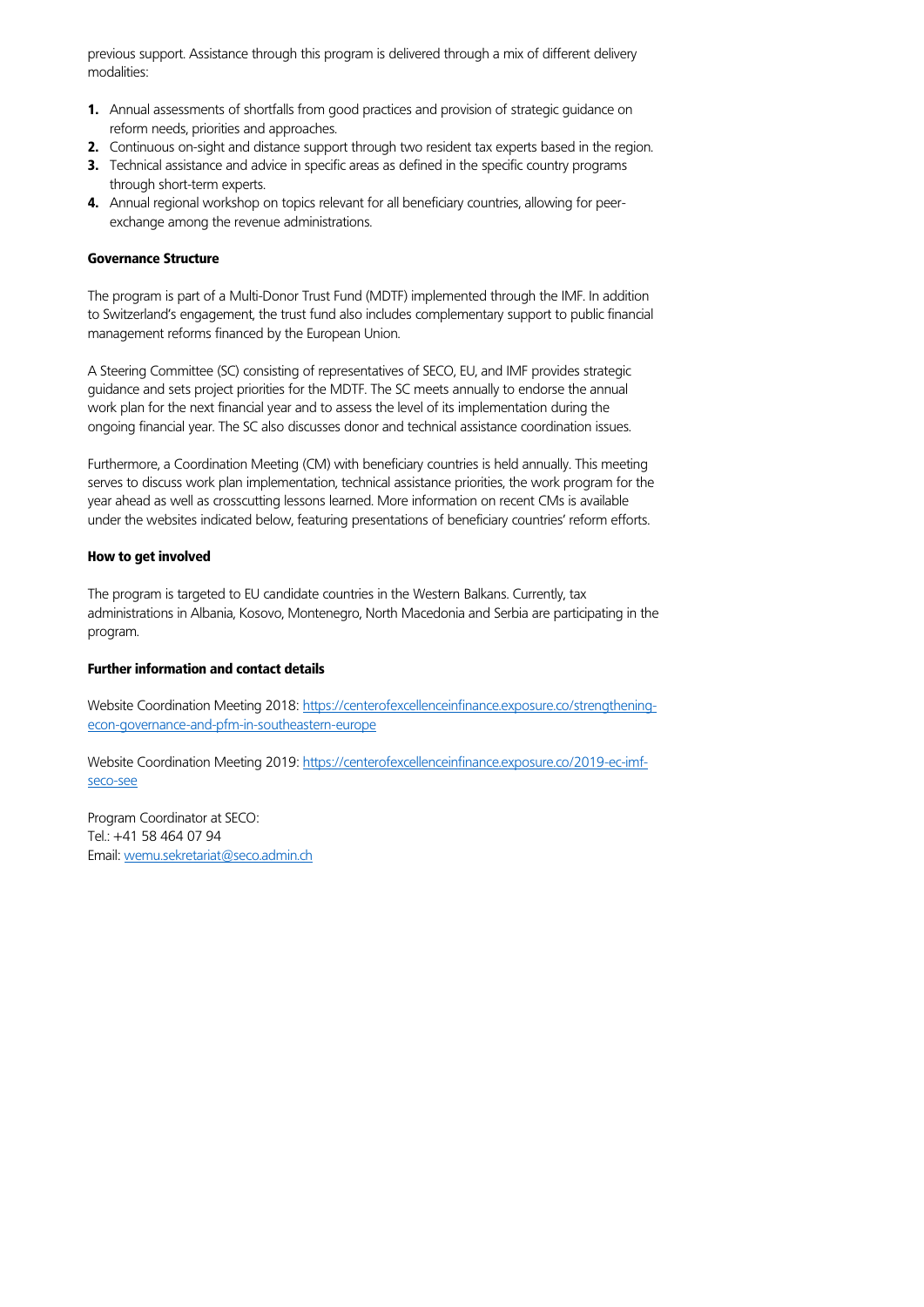previous support. Assistance through this program is delivered through a mix of different delivery modalities:

1. Annual assessments of shortfalls from good practices and provision of strategic guidance on reform needs, priorities and approaches.
2. Continuous on-sight and distance support through two resident tax experts based in the region.
3. Technical assistance and advice in specific areas as defined in the specific country programs through short-term experts.
4. Annual regional workshop on topics relevant for all beneficiary countries, allowing for peer-exchange among the revenue administrations.

**Governance Structure**

The program is part of a Multi-Donor Trust Fund (MDTF) implemented through the IMF. In addition to Switzerland's engagement, the trust fund also includes complementary support to public financial management reforms financed by the European Union.

A Steering Committee (SC) consisting of representatives of SECO, EU, and IMF provides strategic guidance and sets project priorities for the MDTF. The SC meets annually to endorse the annual work plan for the next financial year and to assess the level of its implementation during the ongoing financial year. The SC also discusses donor and technical assistance coordination issues.

Furthermore, a Coordination Meeting (CM) with beneficiary countries is held annually. This meeting serves to discuss work plan implementation, technical assistance priorities, the work program for the year ahead as well as crosscutting lessons learned. More information on recent CMs is available under the websites indicated below, featuring presentations of beneficiary countries' reform efforts.

**How to get involved**

The program is targeted to EU candidate countries in the Western Balkans. Currently, tax administrations in Albania, Kosovo, Montenegro, North Macedonia and Serbia are participating in the program.

**Further information and contact details**

Website Coordination Meeting 2018: https://centerofexcellenceinfinance.exposure.co/strengthening-econ-governance-and-pfm-in-southeastern-europe

Website Coordination Meeting 2019: https://centerofexcellenceinfinance.exposure.co/2019-ec-imf-seco-see

Program Coordinator at SECO:
Tel.: +41 58 464 07 94
Email: wemu.sekretariat@seco.admin.ch